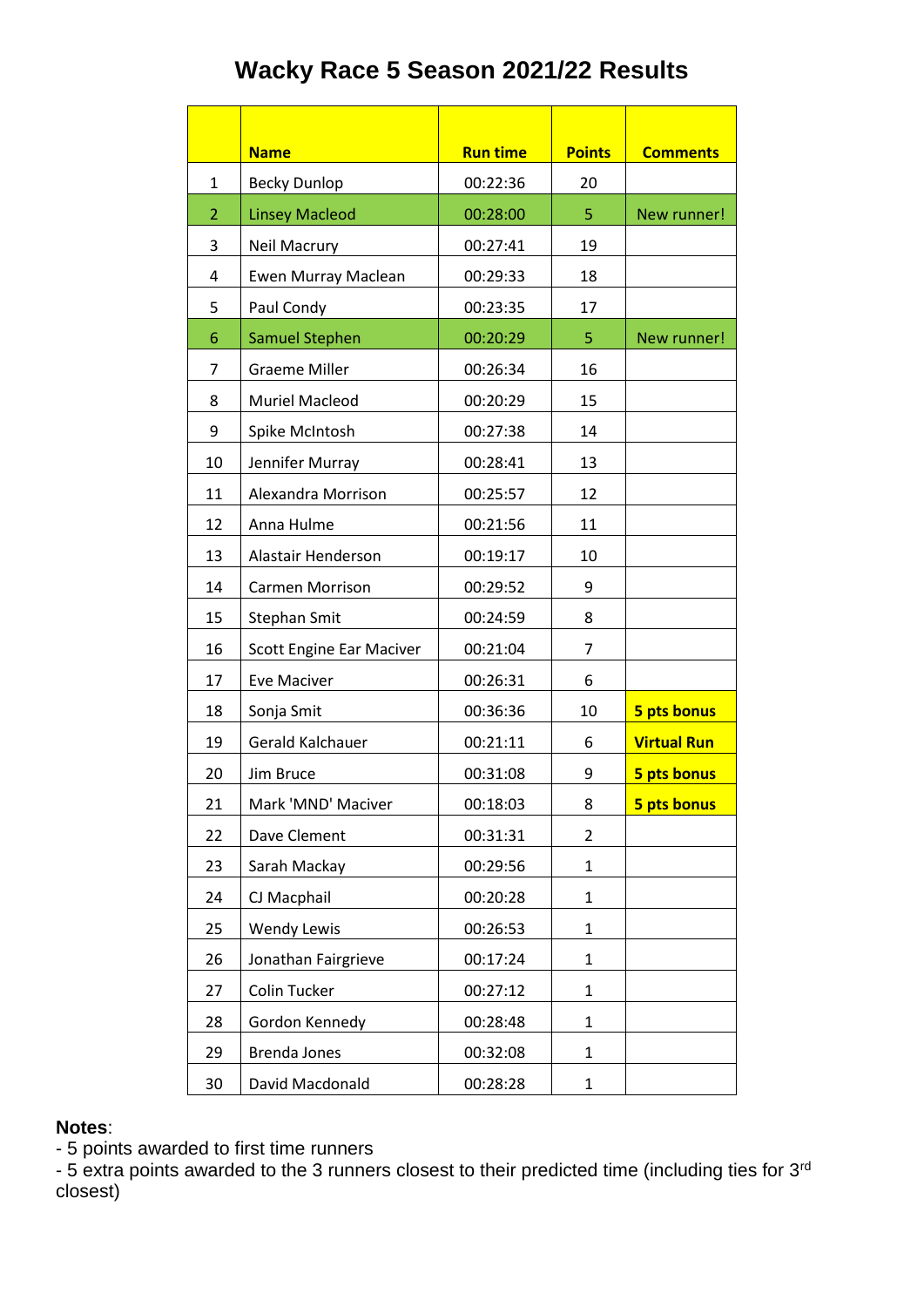# Wacky Race 5 Season 2021/22 Results

| | Name | Run time | Points | Comments |
|---|---|---|---|---|
| 1 | Becky Dunlop | 00:22:36 | 20 | |
| 2 | Linsey Macleod | 00:28:00 | 5 | New runner! |
| 3 | Neil Macrury | 00:27:41 | 19 | |
| 4 | Ewen Murray Maclean | 00:29:33 | 18 | |
| 5 | Paul Condy | 00:23:35 | 17 | |
| 6 | Samuel Stephen | 00:20:29 | 5 | New runner! |
| 7 | Graeme Miller | 00:26:34 | 16 | |
| 8 | Muriel Macleod | 00:20:29 | 15 | |
| 9 | Spike McIntosh | 00:27:38 | 14 | |
| 10 | Jennifer Murray | 00:28:41 | 13 | |
| 11 | Alexandra Morrison | 00:25:57 | 12 | |
| 12 | Anna Hulme | 00:21:56 | 11 | |
| 13 | Alastair Henderson | 00:19:17 | 10 | |
| 14 | Carmen Morrison | 00:29:52 | 9 | |
| 15 | Stephan Smit | 00:24:59 | 8 | |
| 16 | Scott Engine Ear Maciver | 00:21:04 | 7 | |
| 17 | Eve Maciver | 00:26:31 | 6 | |
| 18 | Sonja Smit | 00:36:36 | 10 | **5 pts bonus** |
| 19 | Gerald Kalchauer | 00:21:11 | 6 | **Virtual Run** |
| 20 | Jim Bruce | 00:31:08 | 9 | **5 pts bonus** |
| 21 | Mark 'MND' Maciver | 00:18:03 | 8 | **5 pts bonus** |
| 22 | Dave Clement | 00:31:31 | 2 | |
| 23 | Sarah Mackay | 00:29:56 | 1 | |
| 24 | CJ Macphail | 00:20:28 | 1 | |
| 25 | Wendy Lewis | 00:26:53 | 1 | |
| 26 | Jonathan Fairgrieve | 00:17:24 | 1 | |
| 27 | Colin Tucker | 00:27:12 | 1 | |
| 28 | Gordon Kennedy | 00:28:48 | 1 | |
| 29 | Brenda Jones | 00:32:08 | 1 | |
| 30 | David Macdonald | 00:28:28 | 1 | |

**Notes**:
- 5 points awarded to first time runners
- 5 extra points awarded to the 3 runners closest to their predicted time (including ties for 3rd closest)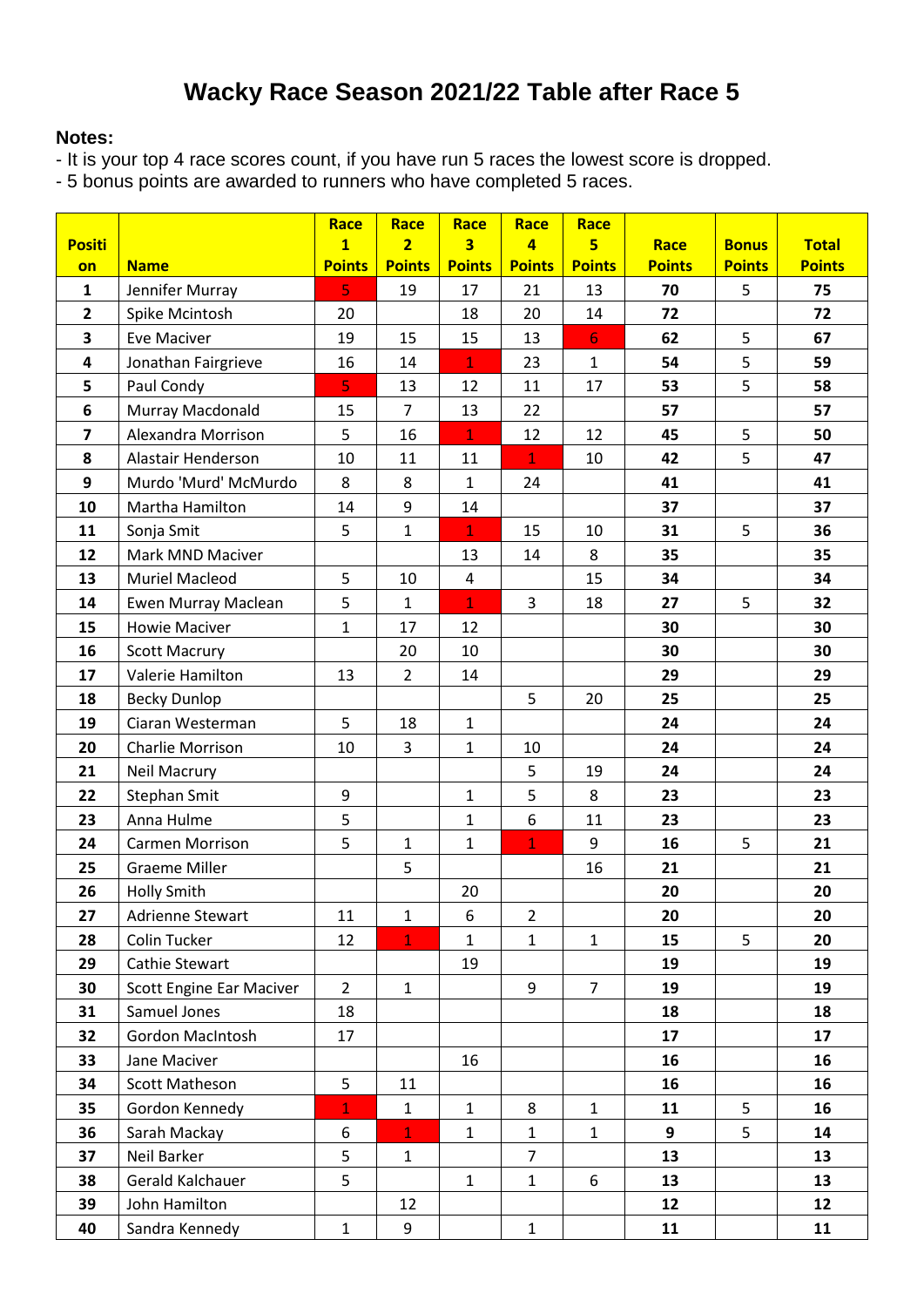# Wacky Race Season 2021/22 Table after Race 5

**Notes:**

- It is your top 4 race scores count, if you have run 5 races the lowest score is dropped.
- 5 bonus points are awarded to runners who have completed 5 races.

| Position | Name | Race 1 Points | Race 2 Points | Race 3 Points | Race 4 Points | Race 5 Points | Race Points | Bonus Points | Total Points |
|---|---|---|---|---|---|---|---|---|---|
| 1 | Jennifer Murray | 5 | 19 | 17 | 21 | 13 | **70** | 5 | **75** |
| 2 | Spike Mcintosh | 20 | | 18 | 20 | 14 | **72** | | **72** |
| 3 | Eve Maciver | 19 | 15 | 15 | 13 | 6 | **62** | 5 | **67** |
| 4 | Jonathan Fairgrieve | 16 | 14 | 1 | 23 | 1 | **54** | 5 | **59** |
| 5 | Paul Condy | 5 | 13 | 12 | 11 | 17 | **53** | 5 | **58** |
| 6 | Murray Macdonald | 15 | 7 | 13 | 22 | | **57** | | **57** |
| 7 | Alexandra Morrison | 5 | 16 | 1 | 12 | 12 | **45** | 5 | **50** |
| 8 | Alastair Henderson | 10 | 11 | 11 | 1 | 10 | **42** | 5 | **47** |
| 9 | Murdo 'Murd' McMurdo | 8 | 8 | 1 | 24 | | **41** | | **41** |
| 10 | Martha Hamilton | 14 | 9 | 14 | | | **37** | | **37** |
| 11 | Sonja Smit | 5 | 1 | 1 | 15 | 10 | **31** | 5 | **36** |
| 12 | Mark MND Maciver | | | 13 | 14 | 8 | **35** | | **35** |
| 13 | Muriel Macleod | 5 | 10 | 4 | | 15 | **34** | | **34** |
| 14 | Ewen Murray Maclean | 5 | 1 | 1 | 3 | 18 | **27** | 5 | **32** |
| 15 | Howie Maciver | 1 | 17 | 12 | | | **30** | | **30** |
| 16 | Scott Macrury | | 20 | 10 | | | **30** | | **30** |
| 17 | Valerie Hamilton | 13 | 2 | 14 | | | **29** | | **29** |
| 18 | Becky Dunlop | | | | 5 | 20 | **25** | | **25** |
| 19 | Ciaran Westerman | 5 | 18 | 1 | | | **24** | | **24** |
| 20 | Charlie Morrison | 10 | 3 | 1 | 10 | | **24** | | **24** |
| 21 | Neil Macrury | | | | 5 | 19 | **24** | | **24** |
| 22 | Stephan Smit | 9 | | 1 | 5 | 8 | **23** | | **23** |
| 23 | Anna Hulme | 5 | | 1 | 6 | 11 | **23** | | **23** |
| 24 | Carmen Morrison | 5 | 1 | 1 | 1 | 9 | **16** | 5 | **21** |
| 25 | Graeme Miller | | 5 | | | 16 | **21** | | **21** |
| 26 | Holly Smith | | | 20 | | | **20** | | **20** |
| 27 | Adrienne Stewart | 11 | 1 | 6 | 2 | | **20** | | **20** |
| 28 | Colin Tucker | 12 | 1 | 1 | 1 | 1 | **15** | 5 | **20** |
| 29 | Cathie Stewart | | | 19 | | | **19** | | **19** |
| 30 | Scott Engine Ear Maciver | 2 | 1 | | 9 | 7 | **19** | | **19** |
| 31 | Samuel Jones | 18 | | | | | **18** | | **18** |
| 32 | Gordon MacIntosh | 17 | | | | | **17** | | **17** |
| 33 | Jane Maciver | | | 16 | | | **16** | | **16** |
| 34 | Scott Matheson | 5 | 11 | | | | **16** | | **16** |
| 35 | Gordon Kennedy | 1 | 1 | 1 | 8 | 1 | **11** | 5 | **16** |
| 36 | Sarah Mackay | 6 | 1 | 1 | 1 | 1 | **9** | 5 | **14** |
| 37 | Neil Barker | 5 | 1 | | 7 | | **13** | | **13** |
| 38 | Gerald Kalchauer | 5 | | 1 | 1 | 6 | **13** | | **13** |
| 39 | John Hamilton | | 12 | | | | **12** | | **12** |
| 40 | Sandra Kennedy | 1 | 9 | | 1 | | **11** | | **11** |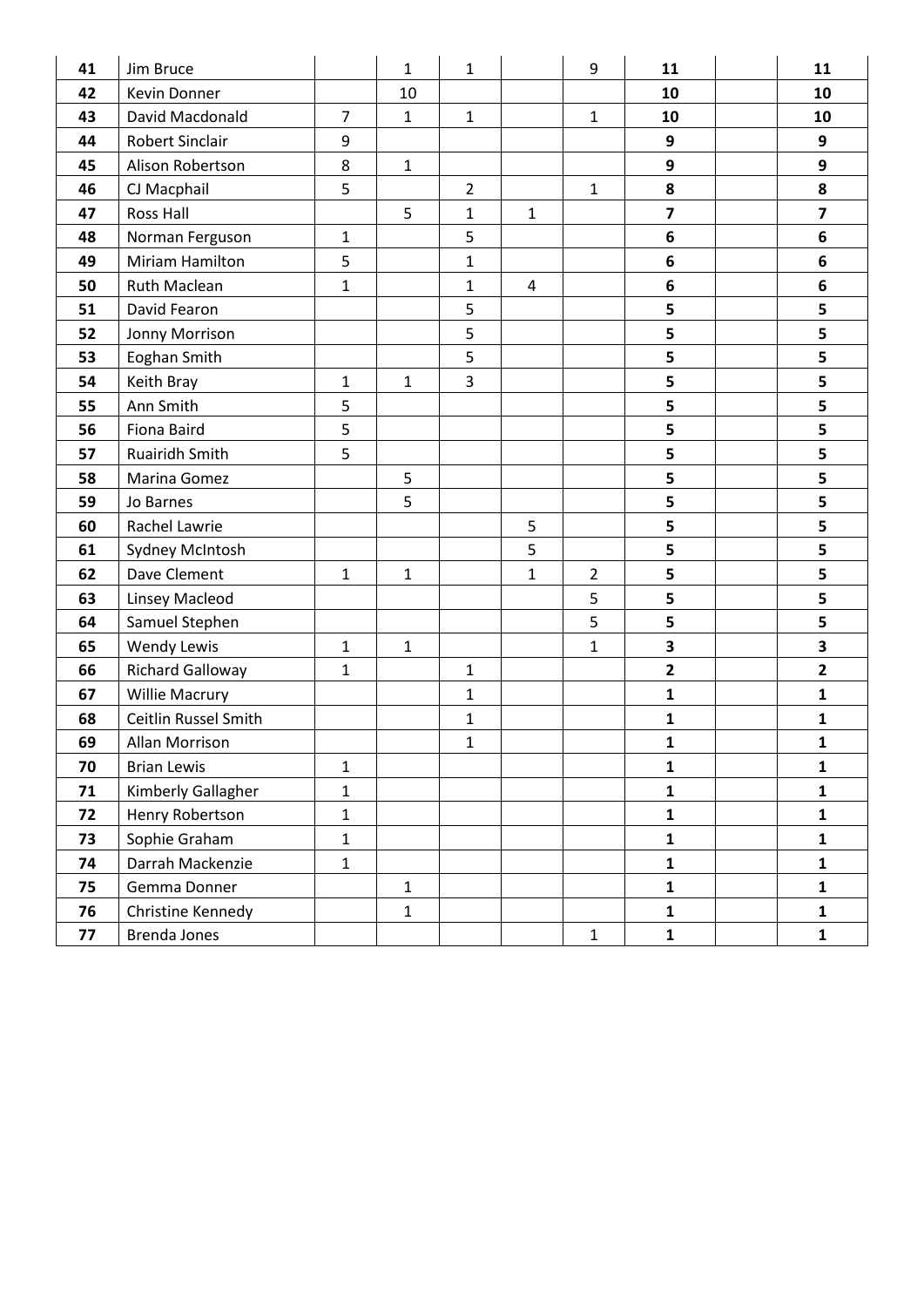| | | | | | | | | | |
|---|---|---|---|---|---|---|---|---|---|
| **41** | Jim Bruce | | 1 | 1 | | 9 | **11** | | **11** |
| **42** | Kevin Donner | | 10 | | | | **10** | | **10** |
| **43** | David Macdonald | 7 | 1 | 1 | | 1 | **10** | | **10** |
| **44** | Robert Sinclair | 9 | | | | | **9** | | **9** |
| **45** | Alison Robertson | 8 | 1 | | | | **9** | | **9** |
| **46** | CJ Macphail | 5 | | 2 | | 1 | **8** | | **8** |
| **47** | Ross Hall | | 5 | 1 | 1 | | **7** | | **7** |
| **48** | Norman Ferguson | 1 | | 5 | | | **6** | | **6** |
| **49** | Miriam Hamilton | 5 | | 1 | | | **6** | | **6** |
| **50** | Ruth Maclean | 1 | | 1 | 4 | | **6** | | **6** |
| **51** | David Fearon | | | 5 | | | **5** | | **5** |
| **52** | Jonny Morrison | | | 5 | | | **5** | | **5** |
| **53** | Eoghan Smith | | | 5 | | | **5** | | **5** |
| **54** | Keith Bray | 1 | 1 | 3 | | | **5** | | **5** |
| **55** | Ann Smith | 5 | | | | | **5** | | **5** |
| **56** | Fiona Baird | 5 | | | | | **5** | | **5** |
| **57** | Ruairidh Smith | 5 | | | | | **5** | | **5** |
| **58** | Marina Gomez | | 5 | | | | **5** | | **5** |
| **59** | Jo Barnes | | 5 | | | | **5** | | **5** |
| **60** | Rachel Lawrie | | | | 5 | | **5** | | **5** |
| **61** | Sydney McIntosh | | | | 5 | | **5** | | **5** |
| **62** | Dave Clement | 1 | 1 | | 1 | 2 | **5** | | **5** |
| **63** | Linsey Macleod | | | | | 5 | **5** | | **5** |
| **64** | Samuel Stephen | | | | | 5 | **5** | | **5** |
| **65** | Wendy Lewis | 1 | 1 | | | 1 | **3** | | **3** |
| **66** | Richard Galloway | 1 | | 1 | | | **2** | | **2** |
| **67** | Willie Macrury | | | 1 | | | **1** | | **1** |
| **68** | Ceitlin Russel Smith | | | 1 | | | **1** | | **1** |
| **69** | Allan Morrison | | | 1 | | | **1** | | **1** |
| **70** | Brian Lewis | 1 | | | | | **1** | | **1** |
| **71** | Kimberly Gallagher | 1 | | | | | **1** | | **1** |
| **72** | Henry Robertson | 1 | | | | | **1** | | **1** |
| **73** | Sophie Graham | 1 | | | | | **1** | | **1** |
| **74** | Darrah Mackenzie | 1 | | | | | **1** | | **1** |
| **75** | Gemma Donner | | 1 | | | | **1** | | **1** |
| **76** | Christine Kennedy | | 1 | | | | **1** | | **1** |
| **77** | Brenda Jones | | | | | 1 | **1** | | **1** |